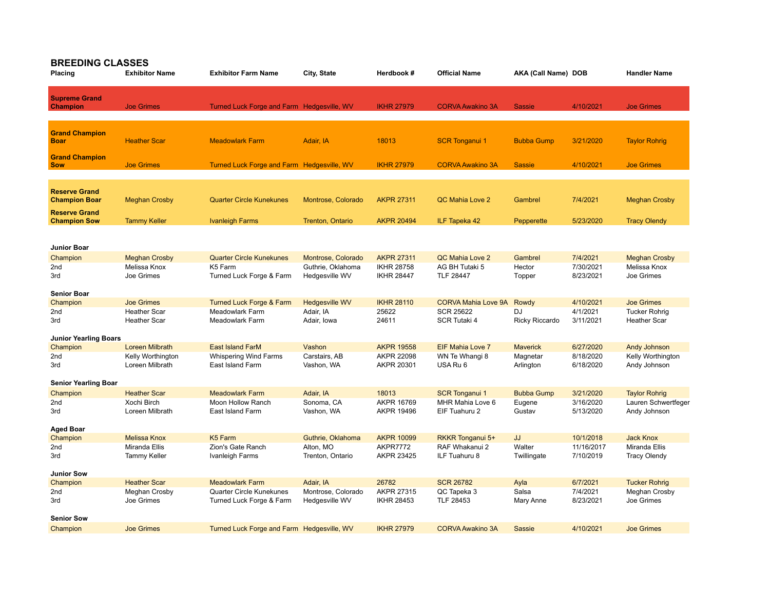## BREEDING CLASSES

| Placing | Exhibitor Name | Exhibitor Farm Name | City, State | Herdbook # | Official Name | AKA (Call Name) | DOB | Handler Name |
|---|---|---|---|---|---|---|---|---|
| **Supreme Grand Champion** | Joe Grimes | Turned Luck Forge and Farm | Hedgesville, WV | IKHR 27979 | CORVA Awakino 3A | Sassie | 4/10/2021 | Joe Grimes |
| | | | | | | | | |
| **Grand Champion Boar** | Heather Scar | Meadowlark Farm | Adair, IA | 18013 | SCR Tonganui 1 | Bubba Gump | 3/21/2020 | Taylor Rohrig |
| **Grand Champion Sow** | Joe Grimes | Turned Luck Forge and Farm | Hedgesville, WV | IKHR 27979 | CORVA Awakino 3A | Sassie | 4/10/2021 | Joe Grimes |
| | | | | | | | | |
| **Reserve Grand Champion Boar** | Meghan Crosby | Quarter Circle Kunekunes | Montrose, Colorado | AKPR 27311 | QC Mahia Love 2 | Gambrel | 7/4/2021 | Meghan Crosby |
| **Reserve Grand Champion Sow** | Tammy Keller | Ivanleigh Farms | Trenton, Ontario | AKPR 20494 | ILF Tapeka 42 | Pepperette | 5/23/2020 | Tracy Olendy |
| | | | | | | | | |
| **Junior Boar** | | | | | | | | |
| Champion | Meghan Crosby | Quarter Circle Kunekunes | Montrose, Colorado | AKPR 27311 | QC Mahia Love 2 | Gambrel | 7/4/2021 | Meghan Crosby |
| 2nd | Melissa Knox | K5 Farm | Guthrie, Oklahoma | IKHR 28758 | AG BH Tutaki 5 | Hector | 7/30/2021 | Melissa Knox |
| 3rd | Joe Grimes | Turned Luck Forge & Farm | Hedgesville WV | IKHR 28447 | TLF 28447 | Topper | 8/23/2021 | Joe Grimes |
| | | | | | | | | |
| **Senior Boar** | | | | | | | | |
| Champion | Joe Grimes | Turned Luck Forge & Farm | Hedgesville WV | IKHR 28110 | CORVA Mahia Love 9A | Rowdy | 4/10/2021 | Joe Grimes |
| 2nd | Heather Scar | Meadowlark Farm | Adair, IA | 25622 | SCR 25622 | DJ | 4/1/2021 | Tucker Rohrig |
| 3rd | Heather Scar | Meadowlark Farm | Adair, Iowa | 24611 | SCR Tutaki 4 | Ricky Riccardo | 3/11/2021 | Heather Scar |
| | | | | | | | | |
| **Junior Yearling Boars** | | | | | | | | |
| Champion | Loreen Milbrath | East Island FarM | Vashon | AKPR 19558 | EIF Mahia Love 7 | Maverick | 6/27/2020 | Andy Johnson |
| 2nd | Kelly Worthington | Whispering Wind Farms | Carstairs, AB | AKPR 22098 | WN Te Whangi 8 | Magnetar | 8/18/2020 | Kelly Worthington |
| 3rd | Loreen Milbrath | East Island Farm | Vashon, WA | AKPR 20301 | USA Ru 6 | Arlington | 6/18/2020 | Andy Johnson |
| | | | | | | | | |
| **Senior Yearling Boar** | | | | | | | | |
| Champion | Heather Scar | Meadowlark Farm | Adair, IA | 18013 | SCR Tonganui 1 | Bubba Gump | 3/21/2020 | Taylor Rohrig |
| 2nd | Xochi Birch | Moon Hollow Ranch | Sonoma, CA | AKPR 16769 | MHR Mahia Love 6 | Eugene | 3/16/2020 | Lauren Schwertfeger |
| 3rd | Loreen Milbrath | East Island Farm | Vashon, WA | AKPR 19496 | EIF Tuahuru 2 | Gustav | 5/13/2020 | Andy Johnson |
| | | | | | | | | |
| **Aged Boar** | | | | | | | | |
| Champion | Melissa Knox | K5 Farm | Guthrie, Oklahoma | AKPR 10099 | RKKR Tonganui 5+ | JJ | 10/1/2018 | Jack Knox |
| 2nd | Miranda Ellis | Zion's Gate Ranch | Alton, MO | AKPR7772 | RAF Whakanui 2 | Walter | 11/16/2017 | Miranda Ellis |
| 3rd | Tammy Keller | Ivanleigh Farms | Trenton, Ontario | AKPR 23425 | ILF Tuahuru 8 | Twillingate | 7/10/2019 | Tracy Olendy |
| | | | | | | | | |
| **Junior Sow** | | | | | | | | |
| Champion | Heather Scar | Meadowlark Farm | Adair, IA | 26782 | SCR 26782 | Ayla | 6/7/2021 | Tucker Rohrig |
| 2nd | Meghan Crosby | Quarter Circle Kunekunes | Montrose, Colorado | AKPR 27315 | QC Tapeka 3 | Salsa | 7/4/2021 | Meghan Crosby |
| 3rd | Joe Grimes | Turned Luck Forge & Farm | Hedgesville WV | IKHR 28453 | TLF 28453 | Mary Anne | 8/23/2021 | Joe Grimes |
| | | | | | | | | |
| **Senior Sow** | | | | | | | | |
| Champion | Joe Grimes | Turned Luck Forge and Farm | Hedgesville, WV | IKHR 27979 | CORVA Awakino 3A | Sassie | 4/10/2021 | Joe Grimes |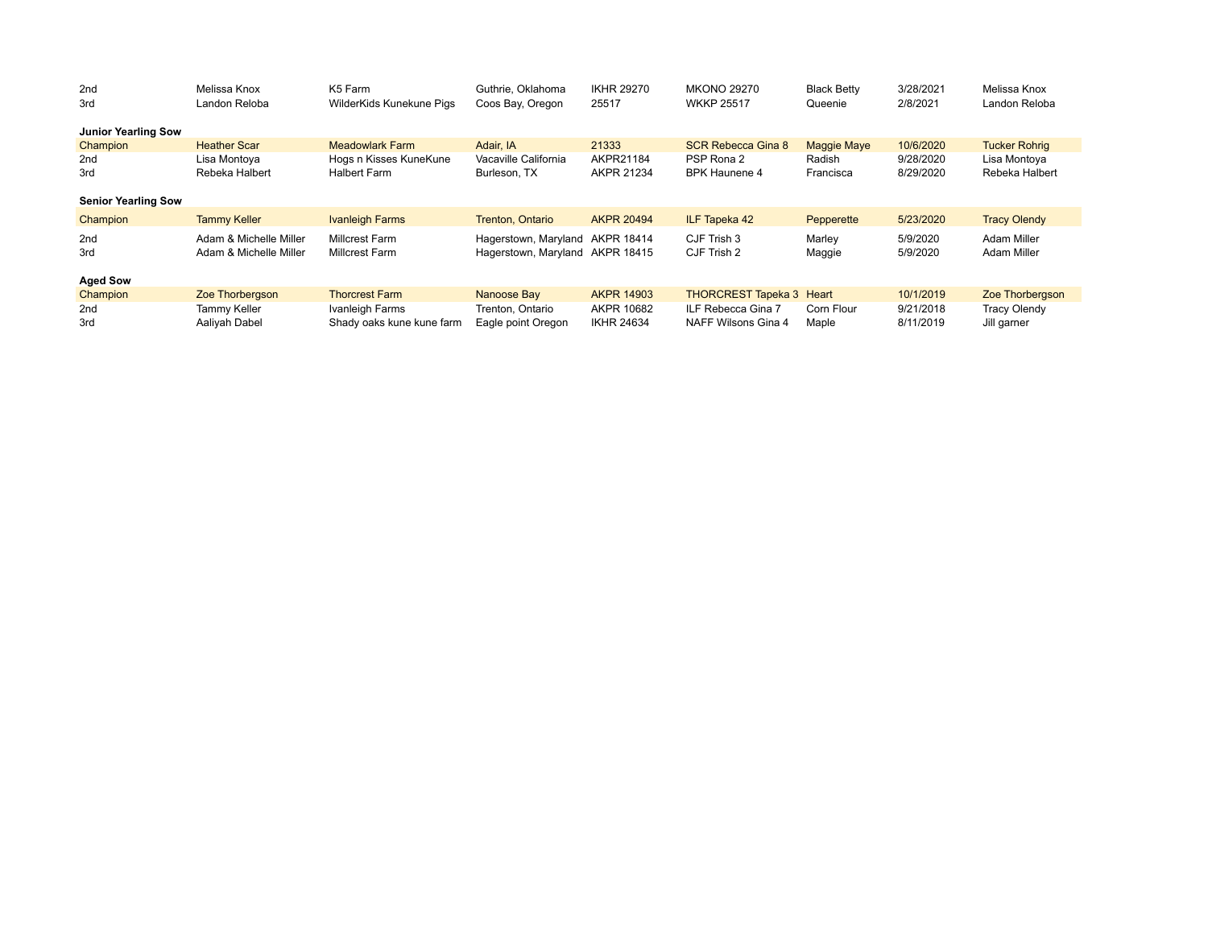| | | | | | | | | |
|---|---|---|---|---|---|---|---|---|
| 2nd | Melissa Knox | K5 Farm | Guthrie, Oklahoma | IKHR 29270 | MKONO 29270 | Black Betty | 3/28/2021 | Melissa Knox |
| 3rd | Landon Reloba | WilderKids Kunekune Pigs | Coos Bay, Oregon | 25517 | WKKP 25517 | Queenie | 2/8/2021 | Landon Reloba |

**Junior Yearling Sow**

| | | | | | | | | |
|---|---|---|---|---|---|---|---|---|
| Champion | Heather Scar | Meadowlark Farm | Adair, IA | 21333 | SCR Rebecca Gina 8 | Maggie Maye | 10/6/2020 | Tucker Rohrig |
| 2nd | Lisa Montoya | Hogs n Kisses KuneKune | Vacaville California | AKPR21184 | PSP Rona 2 | Radish | 9/28/2020 | Lisa Montoya |
| 3rd | Rebeka Halbert | Halbert Farm | Burleson, TX | AKPR 21234 | BPK Haunene 4 | Francisca | 8/29/2020 | Rebeka Halbert |

**Senior Yearling Sow**

| | | | | | | | | |
|---|---|---|---|---|---|---|---|---|
| Champion | Tammy Keller | Ivanleigh Farms | Trenton, Ontario | AKPR 20494 | ILF Tapeka 42 | Pepperette | 5/23/2020 | Tracy Olendy |
| 2nd | Adam & Michelle Miller | Millcrest Farm | Hagerstown, Maryland | AKPR 18414 | CJF Trish 3 | Marley | 5/9/2020 | Adam Miller |
| 3rd | Adam & Michelle Miller | Millcrest Farm | Hagerstown, Maryland | AKPR 18415 | CJF Trish 2 | Maggie | 5/9/2020 | Adam Miller |

**Aged Sow**

| | | | | | | | | |
|---|---|---|---|---|---|---|---|---|
| Champion | Zoe Thorbergson | Thorcrest Farm | Nanoose Bay | AKPR 14903 | THORCREST Tapeka 3 | Heart | 10/1/2019 | Zoe Thorbergson |
| 2nd | Tammy Keller | Ivanleigh Farms | Trenton, Ontario | AKPR 10682 | ILF Rebecca Gina 7 | Corn Flour | 9/21/2018 | Tracy Olendy |
| 3rd | Aaliyah Dabel | Shady oaks kune kune farm | Eagle point Oregon | IKHR 24634 | NAFF Wilsons Gina 4 | Maple | 8/11/2019 | Jill garner |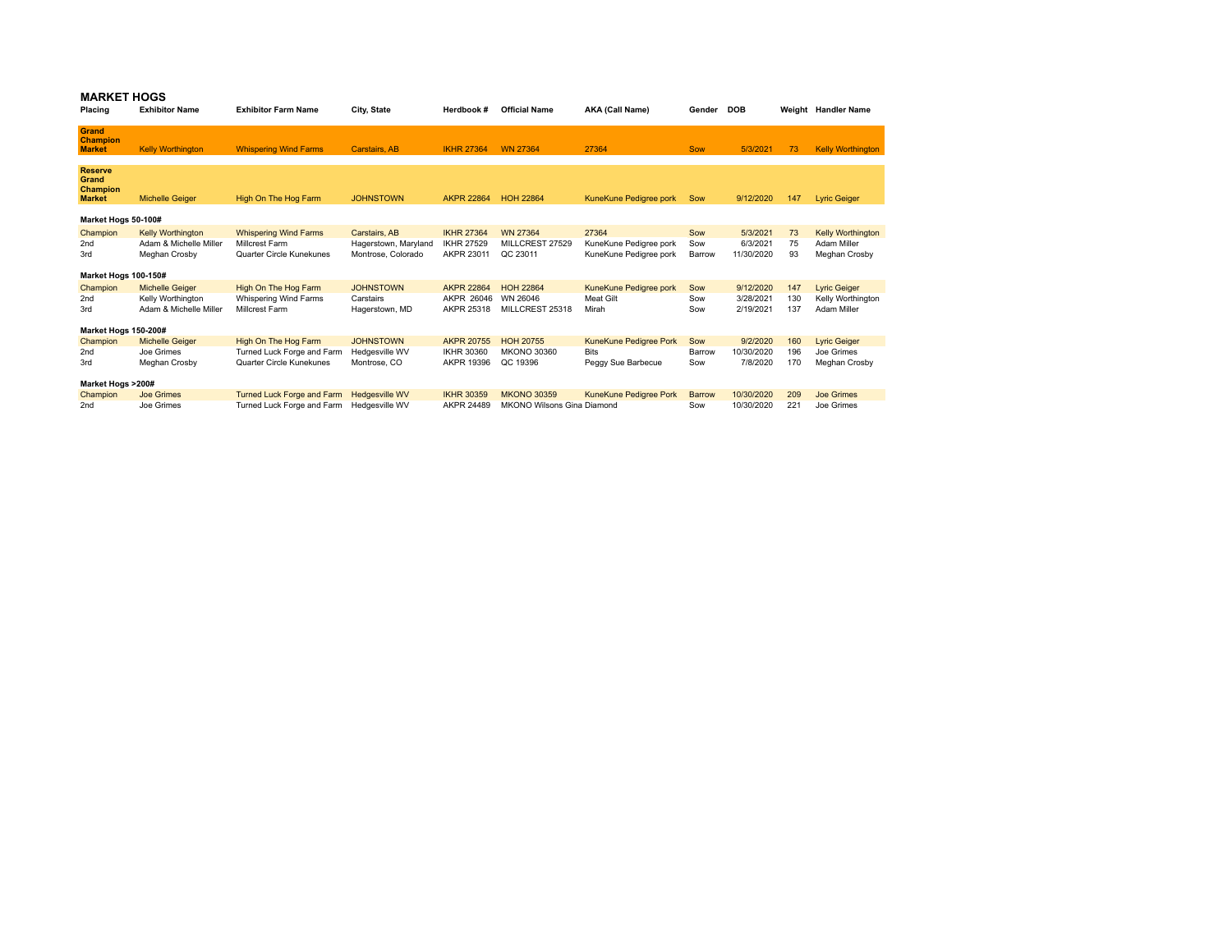## MARKET HOGS

| Placing | Exhibitor Name | Exhibitor Farm Name | City, State | Herdbook # | Official Name | AKA (Call Name) | Gender | DOB | Weight | Handler Name |
|---|---|---|---|---|---|---|---|---|---|---|
| **Grand Champion Market** | Kelly Worthington | Whispering Wind Farms | Carstairs, AB | IKHR 27364 | WN 27364 | 27364 | Sow | 5/3/2021 | 73 | Kelly Worthington |
| **Reserve Grand Champion Market** | Michelle Geiger | High On The Hog Farm | JOHNSTOWN | AKPR 22864 | HOH 22864 | KuneKune Pedigree pork | Sow | 9/12/2020 | 147 | Lyric Geiger |
| **Market Hogs 50-100#** | | | | | | | | | | |
| Champion | Kelly Worthington | Whispering Wind Farms | Carstairs, AB | IKHR 27364 | WN 27364 | 27364 | Sow | 5/3/2021 | 73 | Kelly Worthington |
| 2nd | Adam & Michelle Miller | Millcrest Farm | Hagerstown, Maryland | IKHR 27529 | MILLCREST 27529 | KuneKune Pedigree pork | Sow | 6/3/2021 | 75 | Adam Miller |
| 3rd | Meghan Crosby | Quarter Circle Kunekunes | Montrose, Colorado | AKPR 23011 | QC 23011 | KuneKune Pedigree pork | Barrow | 11/30/2020 | 93 | Meghan Crosby |
| **Market Hogs 100-150#** | | | | | | | | | | |
| Champion | Michelle Geiger | High On The Hog Farm | JOHNSTOWN | AKPR 22864 | HOH 22864 | KuneKune Pedigree pork | Sow | 9/12/2020 | 147 | Lyric Geiger |
| 2nd | Kelly Worthington | Whispering Wind Farms | Carstairs | AKPR 26046 | WN 26046 | Meat Gilt | Sow | 3/28/2021 | 130 | Kelly Worthington |
| 3rd | Adam & Michelle Miller | Millcrest Farm | Hagerstown, MD | AKPR 25318 | MILLCREST 25318 | Mirah | Sow | 2/19/2021 | 137 | Adam Miller |
| **Market Hogs 150-200#** | | | | | | | | | | |
| Champion | Michelle Geiger | High On The Hog Farm | JOHNSTOWN | AKPR 20755 | HOH 20755 | KuneKune Pedigree Pork | Sow | 9/2/2020 | 160 | Lyric Geiger |
| 2nd | Joe Grimes | Turned Luck Forge and Farm | Hedgesville WV | IKHR 30360 | MKONO 30360 | Bits | Barrow | 10/30/2020 | 196 | Joe Grimes |
| 3rd | Meghan Crosby | Quarter Circle Kunekunes | Montrose, CO | AKPR 19396 | QC 19396 | Peggy Sue Barbecue | Sow | 7/8/2020 | 170 | Meghan Crosby |
| **Market Hogs >200#** | | | | | | | | | | |
| Champion | Joe Grimes | Turned Luck Forge and Farm | Hedgesville WV | IKHR 30359 | MKONO 30359 | KuneKune Pedigree Pork | Barrow | 10/30/2020 | 209 | Joe Grimes |
| 2nd | Joe Grimes | Turned Luck Forge and Farm | Hedgesville WV | AKPR 24489 | MKONO Wilsons Gina Diamond | | Sow | 10/30/2020 | 221 | Joe Grimes |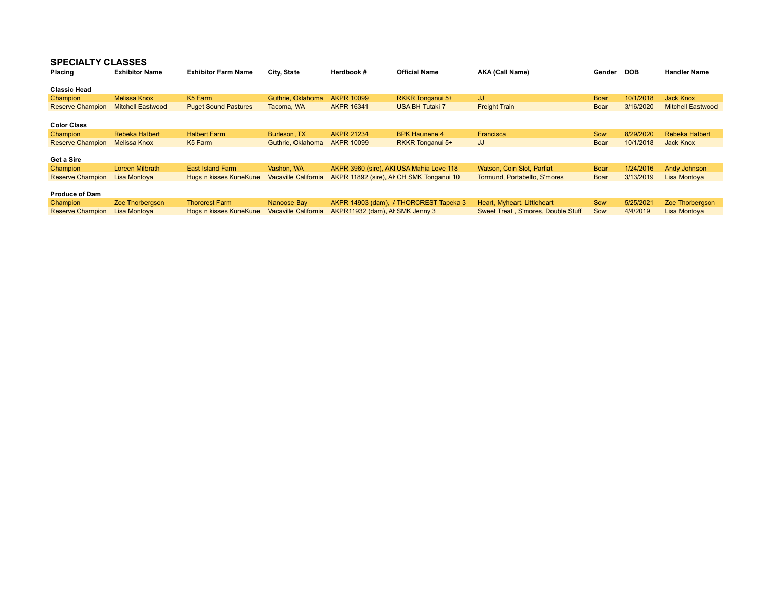## SPECIALTY CLASSES

| Placing | Exhibitor Name | Exhibitor Farm Name | City, State | Herdbook # | Official Name | AKA (Call Name) | Gender | DOB | Handler Name |
|---|---|---|---|---|---|---|---|---|---|
| **Classic Head** | | | | | | | | | |
| Champion | Melissa Knox | K5 Farm | Guthrie, Oklahoma | AKPR 10099 | RKKR Tonganui 5+ | JJ | Boar | 10/1/2018 | Jack Knox |
| Reserve Champion | Mitchell Eastwood | Puget Sound Pastures | Tacoma, WA | AKPR 16341 | USA BH Tutaki 7 | Freight Train | Boar | 3/16/2020 | Mitchell Eastwood |
| **Color Class** | | | | | | | | | |
| Champion | Rebeka Halbert | Halbert Farm | Burleson, TX | AKPR 21234 | BPK Haunene 4 | Francisca | Sow | 8/29/2020 | Rebeka Halbert |
| Reserve Champion | Melissa Knox | K5 Farm | Guthrie, Oklahoma | AKPR 10099 | RKKR Tonganui 5+ | JJ | Boar | 10/1/2018 | Jack Knox |
| **Get a Sire** | | | | | | | | | |
| Champion | Loreen Milbrath | East Island Farm | Vashon, WA | AKPR 3960 (sire), AKI | USA Mahia Love 118 | Watson, Coin Slot, Parfiat | Boar | 1/24/2016 | Andy Johnson |
| Reserve Champion | Lisa Montoya | Hugs n kisses KuneKune | Vacaville California | AKPR 11892 (sire), AK | CH SMK Tonganui 10 | Tormund, Portabello, S'mores | Boar | 3/13/2019 | Lisa Montoya |
| **Produce of Dam** | | | | | | | | | |
| Champion | Zoe Thorbergson | Thorcrest Farm | Nanoose Bay | AKPR 14903 (dam), A | THORCREST Tapeka 3 | Heart, Myheart, Littleheart | Sow | 5/25/2021 | Zoe Thorbergson |
| Reserve Champion | Lisa Montoya | Hogs n kisses KuneKune | Vacaville California | AKPR11932 (dam), AK | SMK Jenny 3 | Sweet Treat , S'mores, Double Stuff | Sow | 4/4/2019 | Lisa Montoya |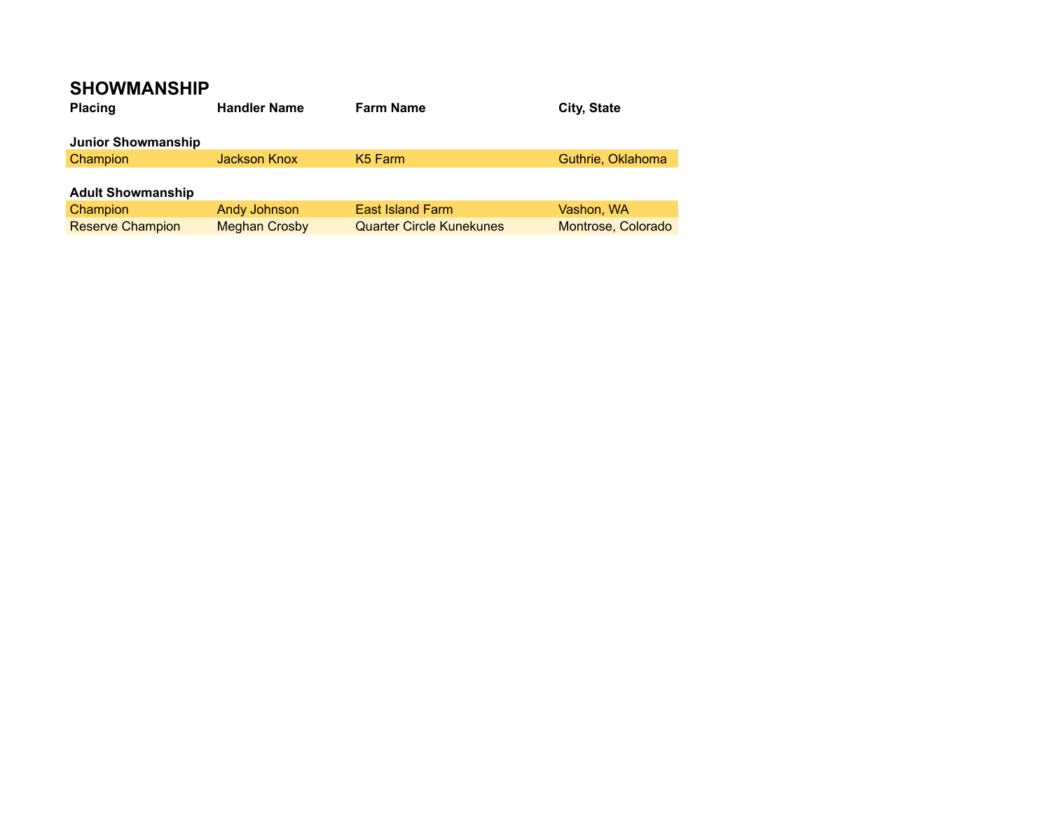# SHOWMANSHIP

| Placing | Handler Name | Farm Name | City, State |
|---|---|---|---|
| **Junior Showmanship** | | | |
| Champion | Jackson Knox | K5 Farm | Guthrie, Oklahoma |
| **Adult Showmanship** | | | |
| Champion | Andy Johnson | East Island Farm | Vashon, WA |
| Reserve Champion | Meghan Crosby | Quarter Circle Kunekunes | Montrose, Colorado |